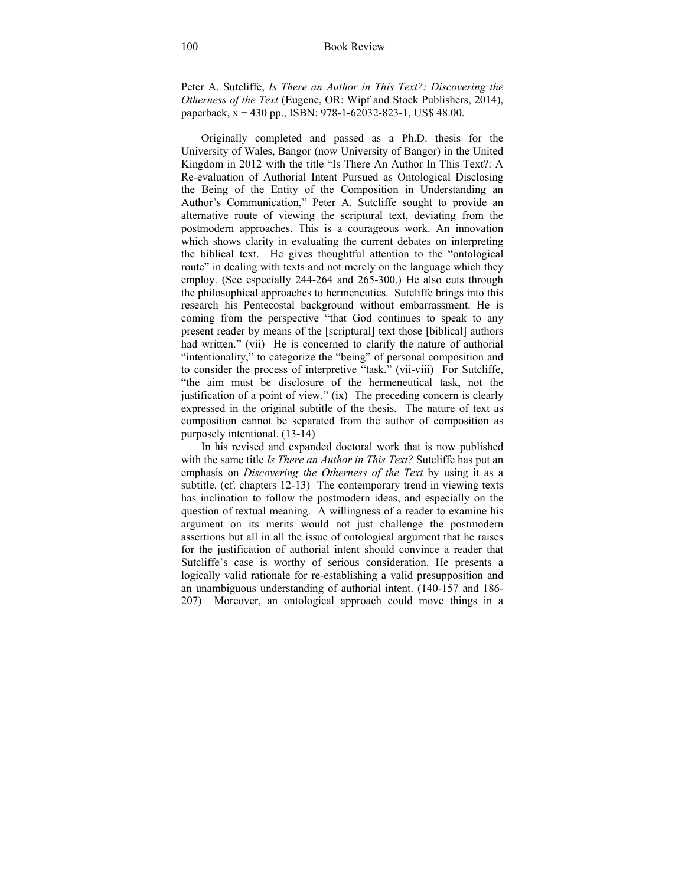Peter A. Sutcliffe, *Is There an Author in This Text?: Discovering the Otherness of the Text* (Eugene, OR: Wipf and Stock Publishers, 2014), paperback, x + 430 pp., ISBN: 978-1-62032-823-1, US$ 48.00.

Originally completed and passed as a Ph.D. thesis for the University of Wales, Bangor (now University of Bangor) in the United Kingdom in 2012 with the title "Is There An Author In This Text?: A Re-evaluation of Authorial Intent Pursued as Ontological Disclosing the Being of the Entity of the Composition in Understanding an Author's Communication," Peter A. Sutcliffe sought to provide an alternative route of viewing the scriptural text, deviating from the postmodern approaches. This is a courageous work. An innovation which shows clarity in evaluating the current debates on interpreting the biblical text. He gives thoughtful attention to the "ontological route" in dealing with texts and not merely on the language which they employ. (See especially 244-264 and 265-300.) He also cuts through the philosophical approaches to hermeneutics. Sutcliffe brings into this research his Pentecostal background without embarrassment. He is coming from the perspective "that God continues to speak to any present reader by means of the [scriptural] text those [biblical] authors had written." (vii) He is concerned to clarify the nature of authorial "intentionality," to categorize the "being" of personal composition and to consider the process of interpretive "task." (vii-viii) For Sutcliffe, "the aim must be disclosure of the hermeneutical task, not the justification of a point of view." (ix) The preceding concern is clearly expressed in the original subtitle of the thesis. The nature of text as composition cannot be separated from the author of composition as purposely intentional. (13-14)

In his revised and expanded doctoral work that is now published with the same title *Is There an Author in This Text?* Sutcliffe has put an emphasis on *Discovering the Otherness of the Text* by using it as a subtitle. (cf. chapters 12-13) The contemporary trend in viewing texts has inclination to follow the postmodern ideas, and especially on the question of textual meaning. A willingness of a reader to examine his argument on its merits would not just challenge the postmodern assertions but all in all the issue of ontological argument that he raises for the justification of authorial intent should convince a reader that Sutcliffe's case is worthy of serious consideration. He presents a logically valid rationale for re-establishing a valid presupposition and an unambiguous understanding of authorial intent. (140-157 and 186-207) Moreover, an ontological approach could move things in a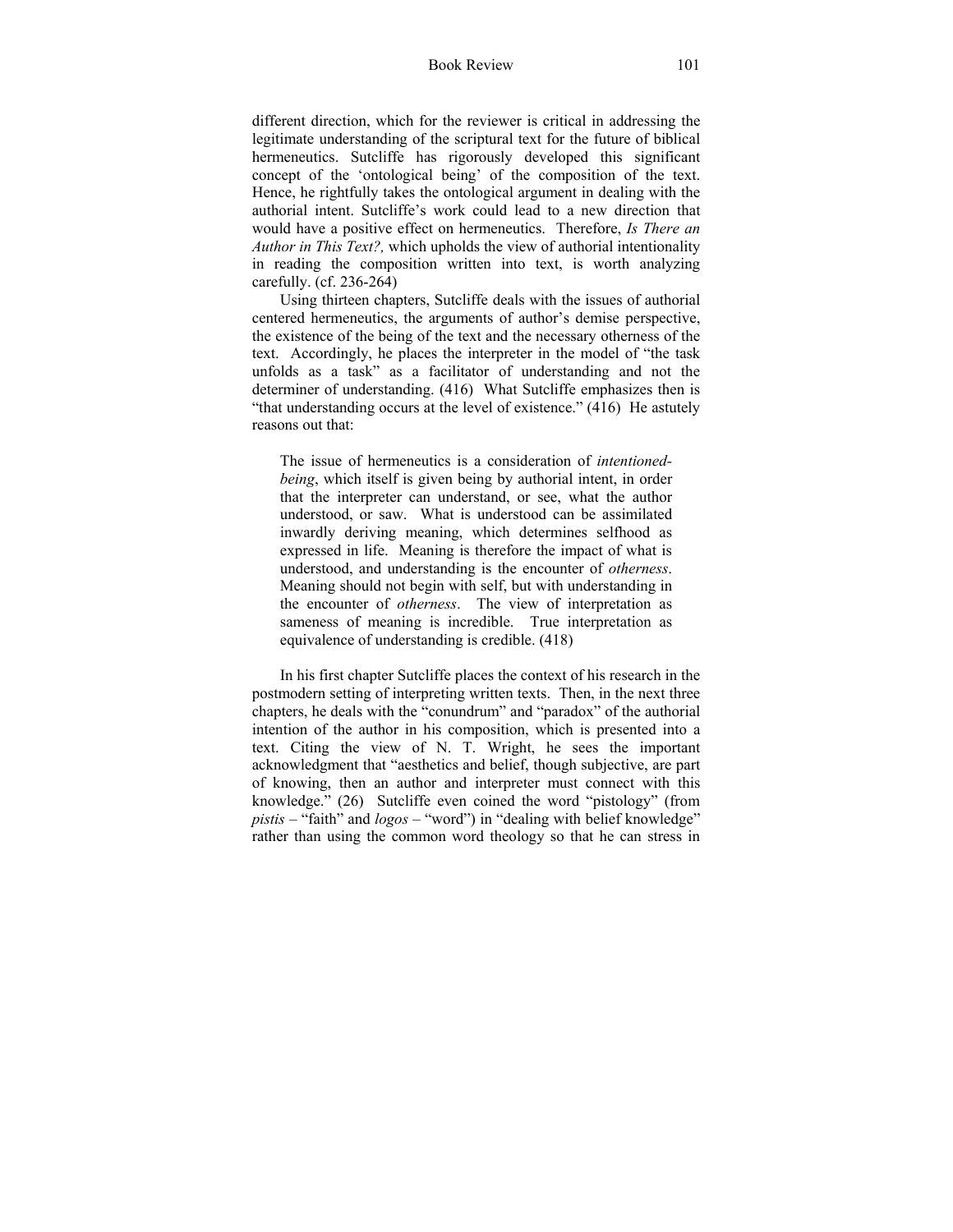different direction, which for the reviewer is critical in addressing the legitimate understanding of the scriptural text for the future of biblical hermeneutics. Sutcliffe has rigorously developed this significant concept of the 'ontological being' of the composition of the text. Hence, he rightfully takes the ontological argument in dealing with the authorial intent. Sutcliffe's work could lead to a new direction that would have a positive effect on hermeneutics. Therefore, *Is There an Author in This Text?,* which upholds the view of authorial intentionality in reading the composition written into text, is worth analyzing carefully. (cf. 236-264)

Using thirteen chapters, Sutcliffe deals with the issues of authorial centered hermeneutics, the arguments of author's demise perspective, the existence of the being of the text and the necessary otherness of the text. Accordingly, he places the interpreter in the model of "the task unfolds as a task" as a facilitator of understanding and not the determiner of understanding. (416) What Sutcliffe emphasizes then is "that understanding occurs at the level of existence." (416) He astutely reasons out that:

> The issue of hermeneutics is a consideration of *intentioned-being*, which itself is given being by authorial intent, in order that the interpreter can understand, or see, what the author understood, or saw. What is understood can be assimilated inwardly deriving meaning, which determines selfhood as expressed in life. Meaning is therefore the impact of what is understood, and understanding is the encounter of *otherness*. Meaning should not begin with self, but with understanding in the encounter of *otherness*. The view of interpretation as sameness of meaning is incredible. True interpretation as equivalence of understanding is credible. (418)

In his first chapter Sutcliffe places the context of his research in the postmodern setting of interpreting written texts. Then, in the next three chapters, he deals with the "conundrum" and "paradox" of the authorial intention of the author in his composition, which is presented into a text. Citing the view of N. T. Wright, he sees the important acknowledgment that "aesthetics and belief, though subjective, are part of knowing, then an author and interpreter must connect with this knowledge." (26) Sutcliffe even coined the word "pistology" (from *pistis* – "faith" and *logos* – "word") in "dealing with belief knowledge" rather than using the common word theology so that he can stress in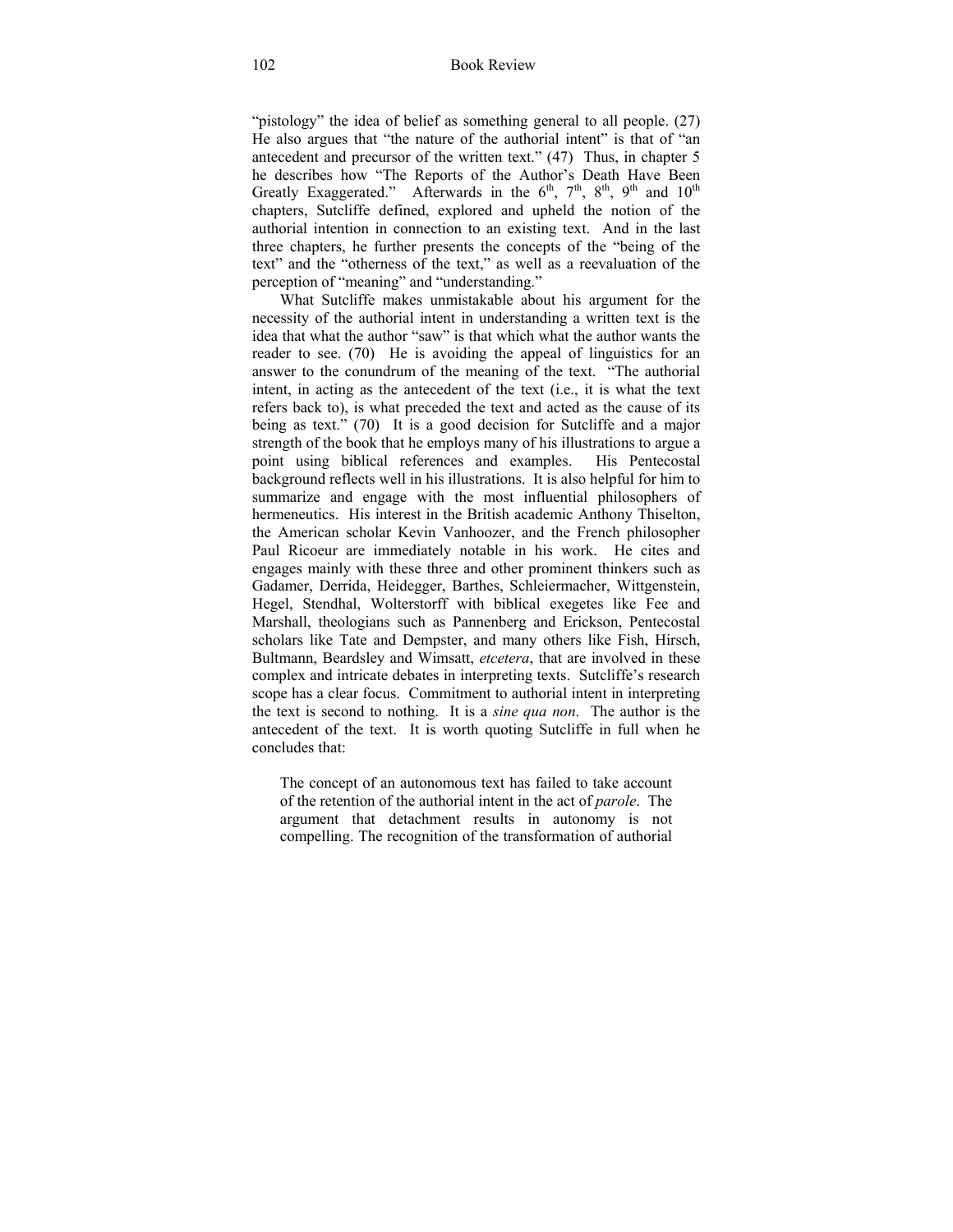"pistology" the idea of belief as something general to all people. (27) He also argues that "the nature of the authorial intent" is that of "an antecedent and precursor of the written text." (47) Thus, in chapter 5 he describes how "The Reports of the Author's Death Have Been Greatly Exaggerated." Afterwards in the 6th, 7th, 8th, 9th and 10th chapters, Sutcliffe defined, explored and upheld the notion of the authorial intention in connection to an existing text. And in the last three chapters, he further presents the concepts of the "being of the text" and the "otherness of the text," as well as a reevaluation of the perception of "meaning" and "understanding."

What Sutcliffe makes unmistakable about his argument for the necessity of the authorial intent in understanding a written text is the idea that what the author "saw" is that which what the author wants the reader to see. (70) He is avoiding the appeal of linguistics for an answer to the conundrum of the meaning of the text. "The authorial intent, in acting as the antecedent of the text (i.e., it is what the text refers back to), is what preceded the text and acted as the cause of its being as text." (70) It is a good decision for Sutcliffe and a major strength of the book that he employs many of his illustrations to argue a point using biblical references and examples. His Pentecostal background reflects well in his illustrations. It is also helpful for him to summarize and engage with the most influential philosophers of hermeneutics. His interest in the British academic Anthony Thiselton, the American scholar Kevin Vanhoozer, and the French philosopher Paul Ricoeur are immediately notable in his work. He cites and engages mainly with these three and other prominent thinkers such as Gadamer, Derrida, Heidegger, Barthes, Schleiermacher, Wittgenstein, Hegel, Stendhal, Wolterstorff with biblical exegetes like Fee and Marshall, theologians such as Pannenberg and Erickson, Pentecostal scholars like Tate and Dempster, and many others like Fish, Hirsch, Bultmann, Beardsley and Wimsatt, *etcetera*, that are involved in these complex and intricate debates in interpreting texts. Sutcliffe's research scope has a clear focus. Commitment to authorial intent in interpreting the text is second to nothing. It is a *sine qua non*. The author is the antecedent of the text. It is worth quoting Sutcliffe in full when he concludes that:

> The concept of an autonomous text has failed to take account of the retention of the authorial intent in the act of *parole*. The argument that detachment results in autonomy is not compelling. The recognition of the transformation of authorial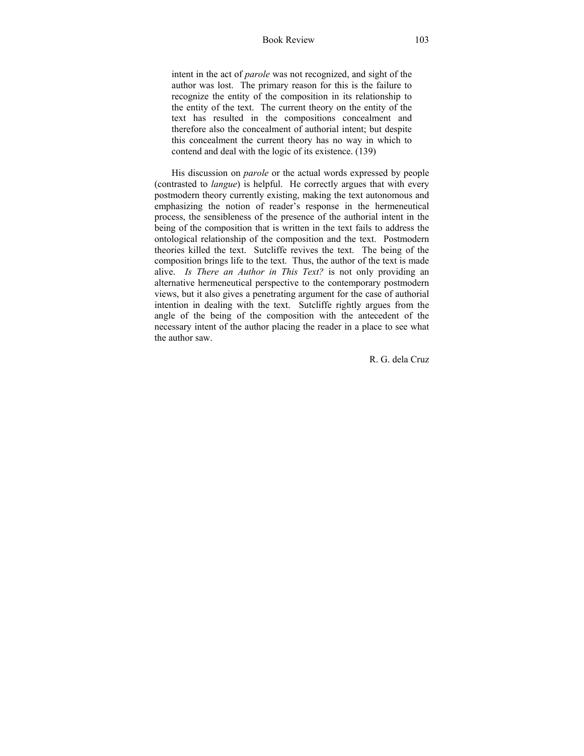> intent in the act of *parole* was not recognized, and sight of the author was lost. The primary reason for this is the failure to recognize the entity of the composition in its relationship to the entity of the text. The current theory on the entity of the text has resulted in the compositions concealment and therefore also the concealment of authorial intent; but despite this concealment the current theory has no way in which to contend and deal with the logic of its existence. (139)

His discussion on *parole* or the actual words expressed by people (contrasted to *langue*) is helpful. He correctly argues that with every postmodern theory currently existing, making the text autonomous and emphasizing the notion of reader's response in the hermeneutical process, the sensibleness of the presence of the authorial intent in the being of the composition that is written in the text fails to address the ontological relationship of the composition and the text. Postmodern theories killed the text. Sutcliffe revives the text. The being of the composition brings life to the text. Thus, the author of the text is made alive. *Is There an Author in This Text?* is not only providing an alternative hermeneutical perspective to the contemporary postmodern views, but it also gives a penetrating argument for the case of authorial intention in dealing with the text. Sutcliffe rightly argues from the angle of the being of the composition with the antecedent of the necessary intent of the author placing the reader in a place to see what the author saw.

R. G. dela Cruz